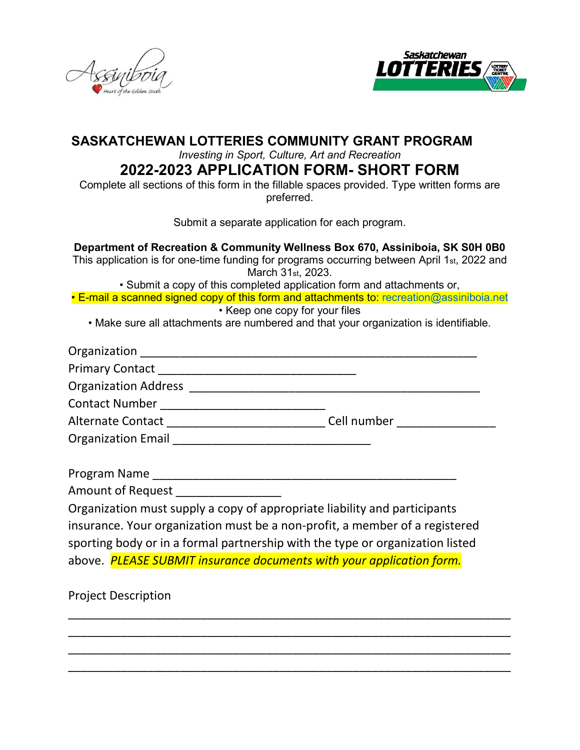# SASKATCHEWAN LOTTERIES COMMUNITY GRANT PROGRAM

*Investing in Sport, Culture, Art and Recreation*

## 2022-2023 APPLICATION FORM- SHORT FORM

Complete all sections of this form in the fillable spaces provided. Type written forms are preferred.

Submit a separate application for each program.

**Department of Recreation & Community Wellness Box 670, Assiniboia, SK S0H 0B0**

This application is for one-time funding for programs occurring between April 1st, 2022 and March 31st, 2023.

- Submit a copy of this completed application form and attachments or,
- E-mail a scanned signed copy of this form and attachments to: recreation@assiniboia.net
- Keep one copy for your files
- Make sure all attachments are numbered and that your organization is identifiable.

Organization ___________________________________________________

Primary Contact ______________________________

Organization Address ____________________________________________

Contact Number _________________________

Alternate Contact ________________________ Cell number _______________

Organization Email ______________________________

Program Name ______________________________________________

Amount of Request ________________

Organization must supply a copy of appropriate liability and participants insurance. Your organization must be a non-profit, a member of a registered sporting body or in a formal partnership with the type or organization listed above. *PLEASE SUBMIT insurance documents with your application form.*

Project Description

_______________________________________________________________

_______________________________________________________________

_______________________________________________________________

_______________________________________________________________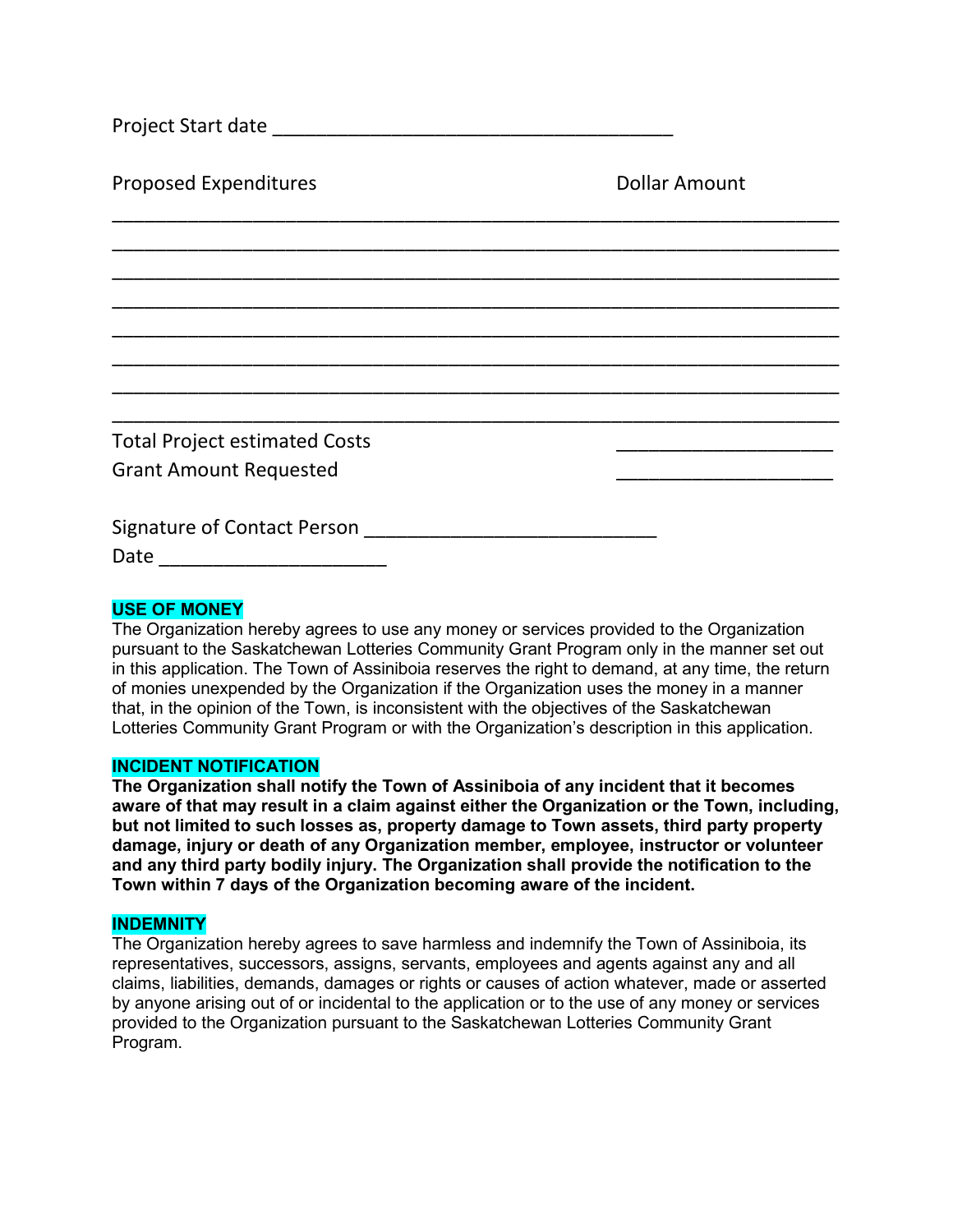Project Start date ______________________________________

Proposed Expenditures | Dollar Amount

______________________________________________________________________

______________________________________________________________________

______________________________________________________________________

______________________________________________________________________

______________________________________________________________________

______________________________________________________________________

______________________________________________________________________

______________________________________________________________________

Total Project estimated Costs ____________________

Grant Amount Requested ____________________

Signature of Contact Person ____________________________

Date ______________________

**USE OF MONEY**

The Organization hereby agrees to use any money or services provided to the Organization pursuant to the Saskatchewan Lotteries Community Grant Program only in the manner set out in this application. The Town of Assiniboia reserves the right to demand, at any time, the return of monies unexpended by the Organization if the Organization uses the money in a manner that, in the opinion of the Town, is inconsistent with the objectives of the Saskatchewan Lotteries Community Grant Program or with the Organization's description in this application.

**INCIDENT NOTIFICATION**

**The Organization shall notify the Town of Assiniboia of any incident that it becomes aware of that may result in a claim against either the Organization or the Town, including, but not limited to such losses as, property damage to Town assets, third party property damage, injury or death of any Organization member, employee, instructor or volunteer and any third party bodily injury. The Organization shall provide the notification to the Town within 7 days of the Organization becoming aware of the incident.**

**INDEMNITY**

The Organization hereby agrees to save harmless and indemnify the Town of Assiniboia, its representatives, successors, assigns, servants, employees and agents against any and all claims, liabilities, demands, damages or rights or causes of action whatever, made or asserted by anyone arising out of or incidental to the application or to the use of any money or services provided to the Organization pursuant to the Saskatchewan Lotteries Community Grant Program.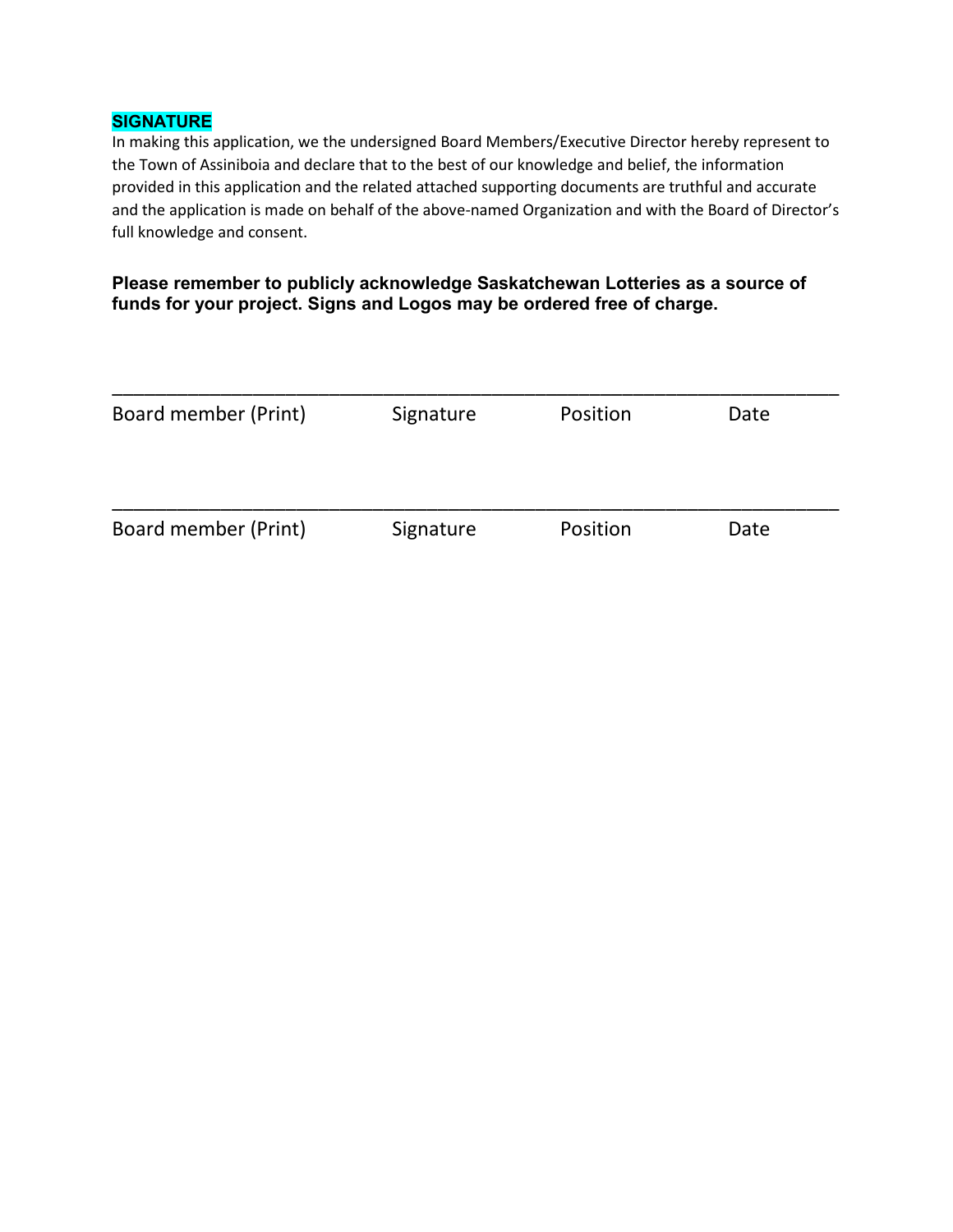## SIGNATURE

In making this application, we the undersigned Board Members/Executive Director hereby represent to the Town of Assiniboia and declare that to the best of our knowledge and belief, the information provided in this application and the related attached supporting documents are truthful and accurate and the application is made on behalf of the above-named Organization and with the Board of Director's full knowledge and consent.

**Please remember to publicly acknowledge Saskatchewan Lotteries as a source of funds for your project. Signs and Logos may be ordered free of charge.**

______________________________________________________________________________

Board member (Print)  Signature  Position  Date

______________________________________________________________________________

Board member (Print)  Signature  Position  Date